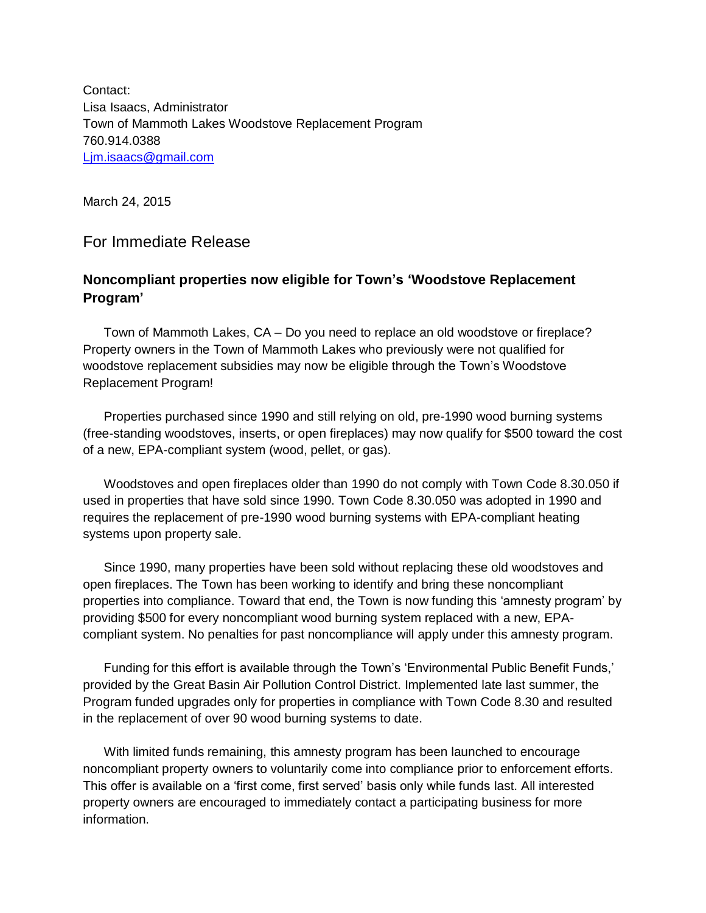Contact:
Lisa Isaacs, Administrator
Town of Mammoth Lakes Woodstove Replacement Program
760.914.0388
[Ljm.isaacs@gmail.com](mailto:Ljm.isaacs@gmail.com)

March 24, 2015

## For Immediate Release

### Noncompliant properties now eligible for Town's 'Woodstove Replacement Program'

Town of Mammoth Lakes, CA – Do you need to replace an old woodstove or fireplace? Property owners in the Town of Mammoth Lakes who previously were not qualified for woodstove replacement subsidies may now be eligible through the Town's Woodstove Replacement Program!

Properties purchased since 1990 and still relying on old, pre-1990 wood burning systems (free-standing woodstoves, inserts, or open fireplaces) may now qualify for $500 toward the cost of a new, EPA-compliant system (wood, pellet, or gas).

Woodstoves and open fireplaces older than 1990 do not comply with Town Code 8.30.050 if used in properties that have sold since 1990. Town Code 8.30.050 was adopted in 1990 and requires the replacement of pre-1990 wood burning systems with EPA-compliant heating systems upon property sale.

Since 1990, many properties have been sold without replacing these old woodstoves and open fireplaces. The Town has been working to identify and bring these noncompliant properties into compliance. Toward that end, the Town is now funding this 'amnesty program' by providing $500 for every noncompliant wood burning system replaced with a new, EPA-compliant system. No penalties for past noncompliance will apply under this amnesty program.

Funding for this effort is available through the Town's 'Environmental Public Benefit Funds,' provided by the Great Basin Air Pollution Control District. Implemented late last summer, the Program funded upgrades only for properties in compliance with Town Code 8.30 and resulted in the replacement of over 90 wood burning systems to date.

With limited funds remaining, this amnesty program has been launched to encourage noncompliant property owners to voluntarily come into compliance prior to enforcement efforts. This offer is available on a 'first come, first served' basis only while funds last. All interested property owners are encouraged to immediately contact a participating business for more information.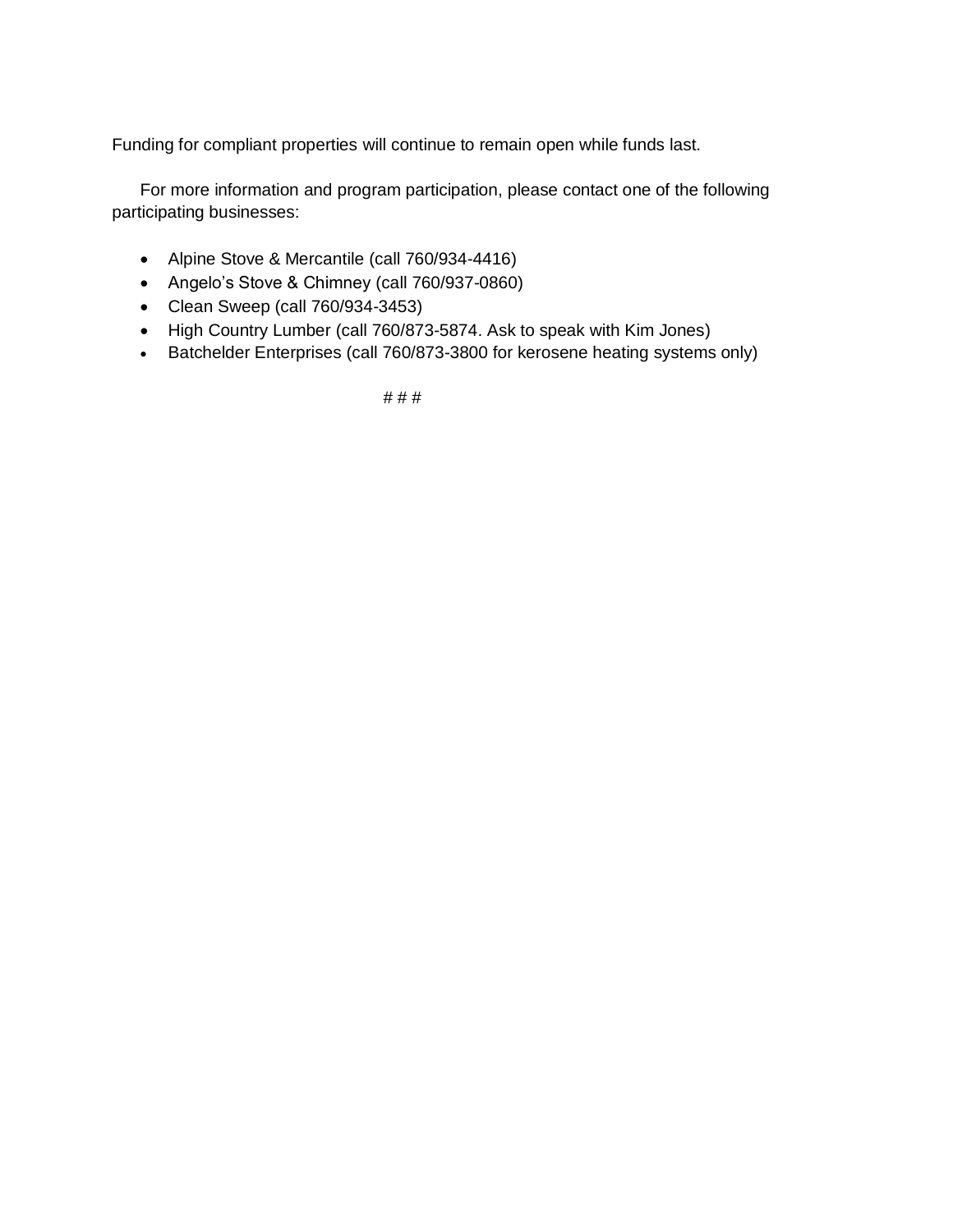Funding for compliant properties will continue to remain open while funds last.

For more information and program participation, please contact one of the following participating businesses:

- Alpine Stove & Mercantile (call 760/934-4416)
- Angelo's Stove & Chimney (call 760/937-0860)
- Clean Sweep (call 760/934-3453)
- High Country Lumber (call 760/873-5874. Ask to speak with Kim Jones)
- Batchelder Enterprises (call 760/873-3800 for kerosene heating systems only)

# # #